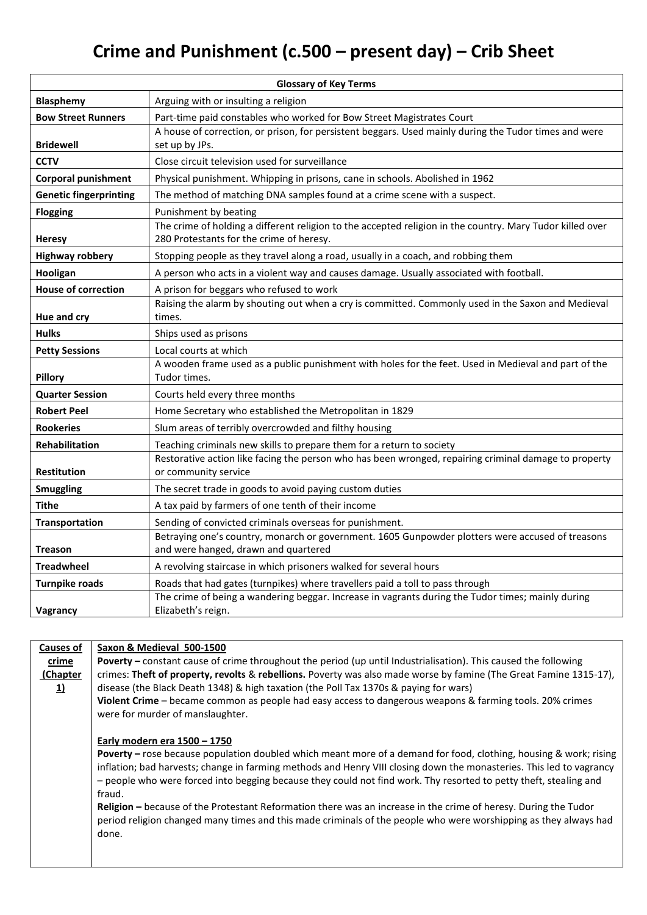# Crime and Punishment (c.500 – present day) – Crib Sheet

| Glossary of Key Terms | |
|---|---|
| **Blasphemy** | Arguing with or insulting a religion |
| **Bow Street Runners** | Part-time paid constables who worked for Bow Street Magistrates Court |
| **Bridewell** | A house of correction, or prison, for persistent beggars. Used mainly during the Tudor times and were set up by JPs. |
| **CCTV** | Close circuit television used for surveillance |
| **Corporal punishment** | Physical punishment. Whipping in prisons, cane in schools. Abolished in 1962 |
| **Genetic fingerprinting** | The method of matching DNA samples found at a crime scene with a suspect. |
| **Flogging** | Punishment by beating |
| **Heresy** | The crime of holding a different religion to the accepted religion in the country. Mary Tudor killed over 280 Protestants for the crime of heresy. |
| **Highway robbery** | Stopping people as they travel along a road, usually in a coach, and robbing them |
| **Hooligan** | A person who acts in a violent way and causes damage. Usually associated with football. |
| **House of correction** | A prison for beggars who refused to work |
| **Hue and cry** | Raising the alarm by shouting out when a cry is committed. Commonly used in the Saxon and Medieval times. |
| **Hulks** | Ships used as prisons |
| **Petty Sessions** | Local courts at which |
| **Pillory** | A wooden frame used as a public punishment with holes for the feet. Used in Medieval and part of the Tudor times. |
| **Quarter Session** | Courts held every three months |
| **Robert Peel** | Home Secretary who established the Metropolitan in 1829 |
| **Rookeries** | Slum areas of terribly overcrowded and filthy housing |
| **Rehabilitation** | Teaching criminals new skills to prepare them for a return to society |
| **Restitution** | Restorative action like facing the person who has been wronged, repairing criminal damage to property or community service |
| **Smuggling** | The secret trade in goods to avoid paying custom duties |
| **Tithe** | A tax paid by farmers of one tenth of their income |
| **Transportation** | Sending of convicted criminals overseas for punishment. |
| **Treason** | Betraying one's country, monarch or government. 1605 Gunpowder plotters were accused of treasons and were hanged, drawn and quartered |
| **Treadwheel** | A revolving staircase in which prisoners walked for several hours |
| **Turnpike roads** | Roads that had gates (turnpikes) where travellers paid a toll to pass through |
| **Vagrancy** | The crime of being a wandering beggar. Increase in vagrants during the Tudor times; mainly during Elizabeth's reign. |

| **Causes of crime (Chapter 1)** | **Saxon & Medieval 500-1500**<br>**Poverty –** constant cause of crime throughout the period (up until Industrialisation). This caused the following crimes: **Theft of property, revolts** & **rebellions.** Poverty was also made worse by famine (The Great Famine 1315-17), disease (the Black Death 1348) & high taxation (the Poll Tax 1370s & paying for wars)<br>**Violent Crime** – became common as people had easy access to dangerous weapons & farming tools. 20% crimes were for murder of manslaughter.<br><br>**Early modern era 1500 – 1750**<br>**Poverty –** rose because population doubled which meant more of a demand for food, clothing, housing & work; rising inflation; bad harvests; change in farming methods and Henry VIII closing down the monasteries. This led to vagrancy – people who were forced into begging because they could not find work. Thy resorted to petty theft, stealing and fraud.<br>**Religion –** because of the Protestant Reformation there was an increase in the crime of heresy. During the Tudor period religion changed many times and this made criminals of the people who were worshipping as they always had done. |
|---|---|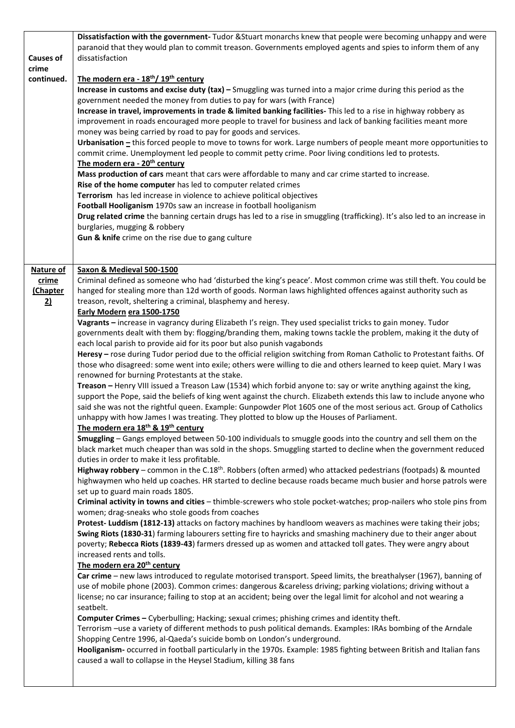| | |
|---|---|
| **Causes of crime continued.** | **Dissatisfaction with the government-** Tudor &Stuart monarchs knew that people were becoming unhappy and were paranoid that they would plan to commit treason. Governments employed agents and spies to inform them of any dissatisfaction<br><br>**The modern era - 18th/ 19th century**<br>**Increase in customs and excise duty (tax) –** Smuggling was turned into a major crime during this period as the government needed the money from duties to pay for wars (with France)<br>**Increase in travel, improvements in trade & limited banking facilities-** This led to a rise in highway robbery as improvement in roads encouraged more people to travel for business and lack of banking facilities meant more money was being carried by road to pay for goods and services.<br>**Urbanisation –** this forced people to move to towns for work. Large numbers of people meant more opportunities to commit crime. Unemployment led people to commit petty crime. Poor living conditions led to protests.<br>**The modern era - 20th century**<br>**Mass production of cars** meant that cars were affordable to many and car crime started to increase.<br>**Rise of the home computer** has led to computer related crimes<br>**Terrorism** has led increase in violence to achieve political objectives<br>**Football Hooliganism** 1970s saw an increase in football hooliganism<br>**Drug related crime** the banning certain drugs has led to a rise in smuggling (trafficking). It's also led to an increase in burglaries, mugging & robbery<br>**Gun & knife** crime on the rise due to gang culture |
| **Nature of crime (Chapter 2)** | **Saxon & Medieval 500-1500**<br>Criminal defined as someone who had 'disturbed the king's peace'. Most common crime was still theft. You could be hanged for stealing more than 12d worth of goods. Norman laws highlighted offences against authority such as treason, revolt, sheltering a criminal, blasphemy and heresy.<br>**Early Modern era 1500-1750**<br>**Vagrants –** increase in vagrancy during Elizabeth I's reign. They used specialist tricks to gain money. Tudor governments dealt with them by: flogging/branding them, making towns tackle the problem, making it the duty of each local parish to provide aid for its poor but also punish vagabonds<br>**Heresy –** rose during Tudor period due to the official religion switching from Roman Catholic to Protestant faiths. Of those who disagreed: some went into exile; others were willing to die and others learned to keep quiet. Mary I was renowned for burning Protestants at the stake.<br>**Treason –** Henry VIII issued a Treason Law (1534) which forbid anyone to: say or write anything against the king, support the Pope, said the beliefs of king went against the church. Elizabeth extends this law to include anyone who said she was not the rightful queen. Example: Gunpowder Plot 1605 one of the most serious act. Group of Catholics unhappy with how James I was treating. They plotted to blow up the Houses of Parliament.<br>**The modern era 18th & 19th century**<br>**Smuggling** – Gangs employed between 50-100 individuals to smuggle goods into the country and sell them on the black market much cheaper than was sold in the shops. Smuggling started to decline when the government reduced duties in order to make it less profitable.<br>**Highway robbery** – common in the C.18th. Robbers (often armed) who attacked pedestrians (footpads) & mounted highwaymen who held up coaches. HR started to decline because roads became much busier and horse patrols were set up to guard main roads 1805.<br>**Criminal activity in towns and cities** – thimble-screwers who stole pocket-watches; prop-nailers who stole pins from women; drag-sneaks who stole goods from coaches<br>**Protest- Luddism (1812-13)** attacks on factory machines by handloom weavers as machines were taking their jobs; **Swing Riots (1830-31**) farming labourers setting fire to hayricks and smashing machinery due to their anger about poverty; **Rebecca Riots (1839-43**) farmers dressed up as women and attacked toll gates. They were angry about increased rents and tolls.<br>**The modern era 20th century**<br>**Car crime** – new laws introduced to regulate motorised transport. Speed limits, the breathalyser (1967), banning of use of mobile phone (2003). Common crimes: dangerous &careless driving; parking violations; driving without a license; no car insurance; failing to stop at an accident; being over the legal limit for alcohol and not wearing a seatbelt.<br>**Computer Crimes –** Cyberbulling; Hacking; sexual crimes; phishing crimes and identity theft.<br>Terrorism –use a variety of different methods to push political demands. Examples: IRAs bombing of the Arndale Shopping Centre 1996, al-Qaeda's suicide bomb on London's underground.<br>**Hooliganism-** occurred in football particularly in the 1970s. Example: 1985 fighting between British and Italian fans caused a wall to collapse in the Heysel Stadium, killing 38 fans |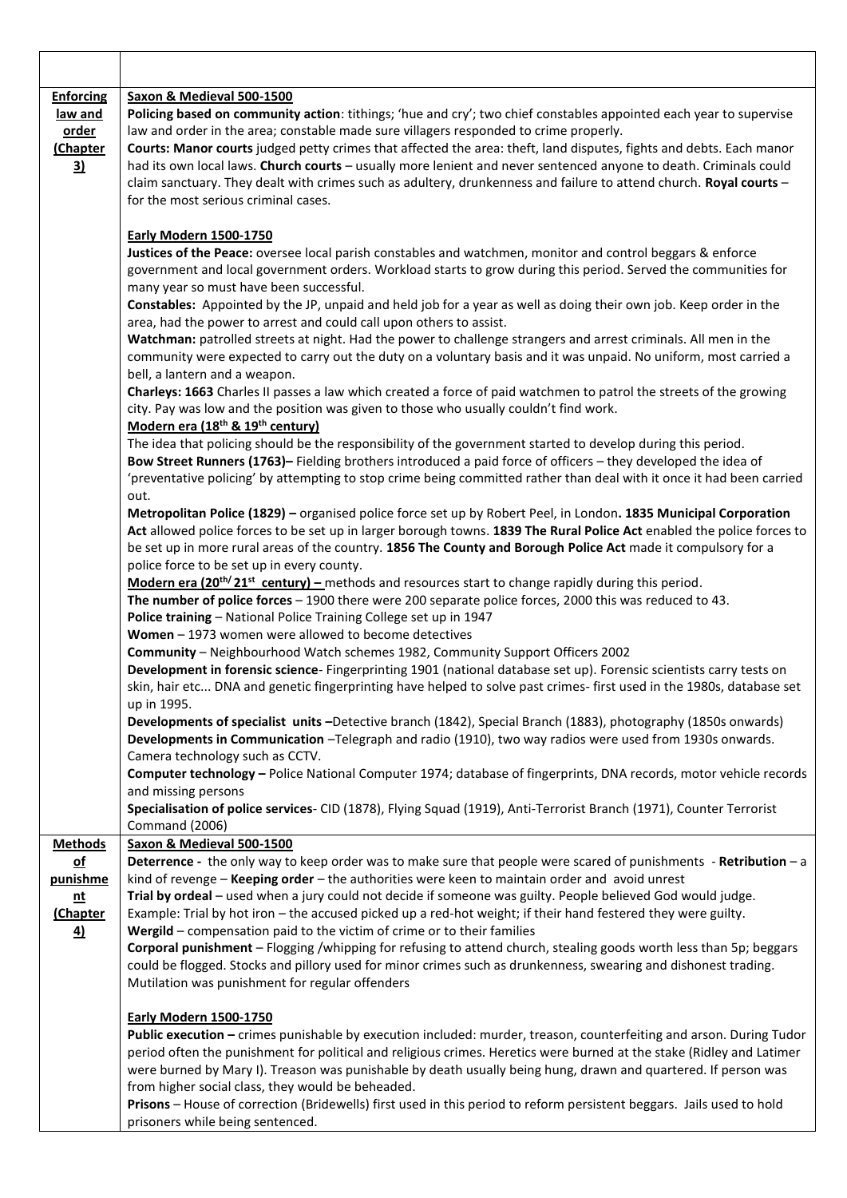| | |
|---|---|
| | |
| **Enforcing law and order (Chapter 3)** | **Saxon & Medieval 500-1500**<br>**Policing based on community action**: tithings; 'hue and cry'; two chief constables appointed each year to supervise law and order in the area; constable made sure villagers responded to crime properly.<br>**Courts: Manor courts** judged petty crimes that affected the area: theft, land disputes, fights and debts. Each manor had its own local laws. **Church courts** – usually more lenient and never sentenced anyone to death. Criminals could claim sanctuary. They dealt with crimes such as adultery, drunkenness and failure to attend church. **Royal courts** – for the most serious criminal cases.<br><br>**Early Modern 1500-1750**<br>**Justices of the Peace:** oversee local parish constables and watchmen, monitor and control beggars & enforce government and local government orders. Workload starts to grow during this period. Served the communities for many year so must have been successful.<br>**Constables:** Appointed by the JP, unpaid and held job for a year as well as doing their own job. Keep order in the area, had the power to arrest and could call upon others to assist.<br>**Watchman:** patrolled streets at night. Had the power to challenge strangers and arrest criminals. All men in the community were expected to carry out the duty on a voluntary basis and it was unpaid. No uniform, most carried a bell, a lantern and a weapon.<br>**Charleys: 1663** Charles II passes a law which created a force of paid watchmen to patrol the streets of the growing city. Pay was low and the position was given to those who usually couldn't find work.<br>**Modern era (18th & 19th century)**<br>The idea that policing should be the responsibility of the government started to develop during this period.<br>**Bow Street Runners (1763)–** Fielding brothers introduced a paid force of officers – they developed the idea of 'preventative policing' by attempting to stop crime being committed rather than deal with it once it had been carried out.<br>**Metropolitan Police (1829) –** organised police force set up by Robert Peel, in London**. 1835 Municipal Corporation Act** allowed police forces to be set up in larger borough towns. **1839 The Rural Police Act** enabled the police forces to be set up in more rural areas of the country. **1856 The County and Borough Police Act** made it compulsory for a police force to be set up in every county.<br>**Modern era (20th/ 21st century) –** methods and resources start to change rapidly during this period.<br>**The number of police forces** – 1900 there were 200 separate police forces, 2000 this was reduced to 43.<br>**Police training** – National Police Training College set up in 1947<br>**Women** – 1973 women were allowed to become detectives<br>**Community** – Neighbourhood Watch schemes 1982, Community Support Officers 2002<br>**Development in forensic science**- Fingerprinting 1901 (national database set up). Forensic scientists carry tests on skin, hair etc... DNA and genetic fingerprinting have helped to solve past crimes- first used in the 1980s, database set up in 1995.<br>**Developments of specialist units –**Detective branch (1842), Special Branch (1883), photography (1850s onwards)<br>**Developments in Communication** –Telegraph and radio (1910), two way radios were used from 1930s onwards. Camera technology such as CCTV.<br>**Computer technology –** Police National Computer 1974; database of fingerprints, DNA records, motor vehicle records and missing persons<br>**Specialisation of police services**- CID (1878), Flying Squad (1919), Anti-Terrorist Branch (1971), Counter Terrorist Command (2006) |
| **Methods of punishment (Chapter 4)** | **Saxon & Medieval 500-1500**<br>**Deterrence -** the only way to keep order was to make sure that people were scared of punishments - **Retribution** – a kind of revenge – **Keeping order** – the authorities were keen to maintain order and avoid unrest<br>**Trial by ordeal** – used when a jury could not decide if someone was guilty. People believed God would judge. Example: Trial by hot iron – the accused picked up a red-hot weight; if their hand festered they were guilty.<br>**Wergild** – compensation paid to the victim of crime or to their families<br>**Corporal punishment** – Flogging /whipping for refusing to attend church, stealing goods worth less than 5p; beggars could be flogged. Stocks and pillory used for minor crimes such as drunkenness, swearing and dishonest trading. Mutilation was punishment for regular offenders<br><br>**Early Modern 1500-1750**<br>**Public execution –** crimes punishable by execution included: murder, treason, counterfeiting and arson. During Tudor period often the punishment for political and religious crimes. Heretics were burned at the stake (Ridley and Latimer were burned by Mary I). Treason was punishable by death usually being hung, drawn and quartered. If person was from higher social class, they would be beheaded.<br>**Prisons** – House of correction (Bridewells) first used in this period to reform persistent beggars. Jails used to hold prisoners while being sentenced. |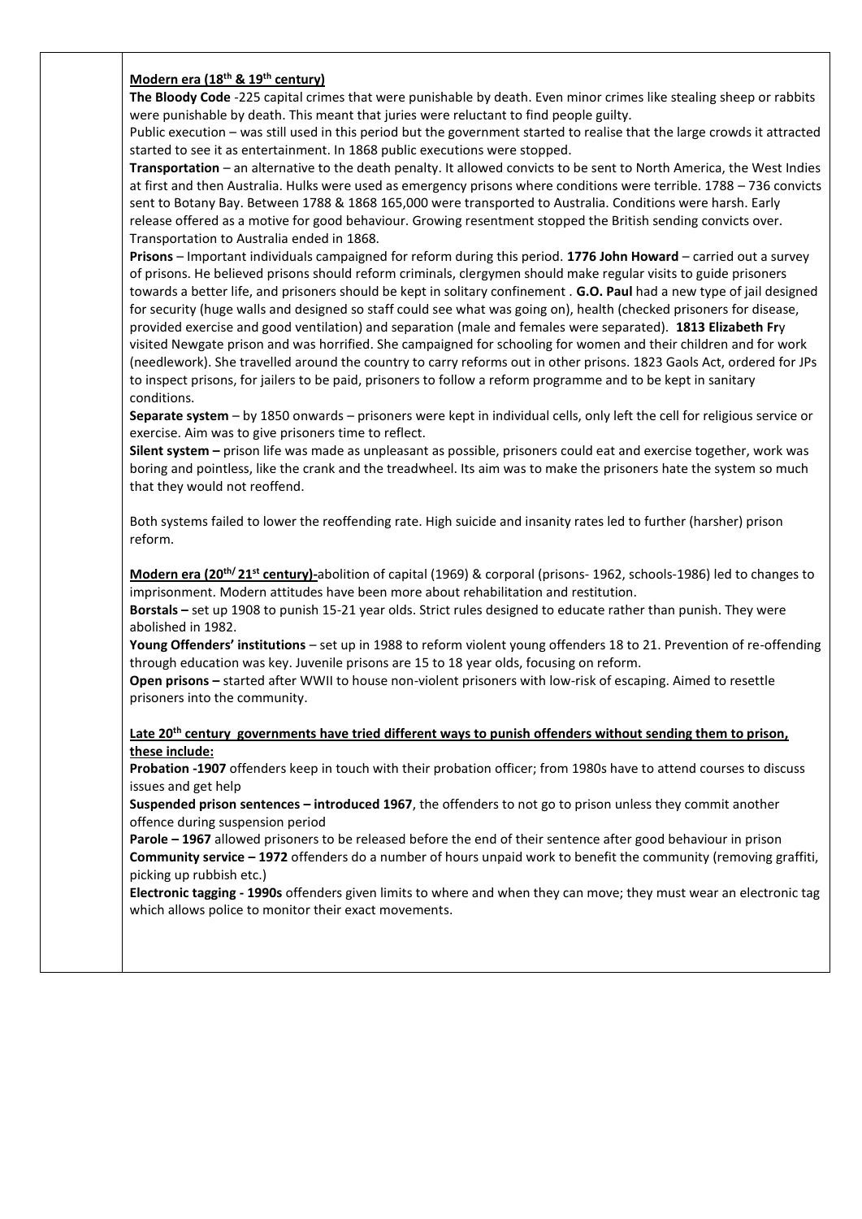**Modern era (18th & 19th century)**

**The Bloody Code** -225 capital crimes that were punishable by death. Even minor crimes like stealing sheep or rabbits were punishable by death. This meant that juries were reluctant to find people guilty.

Public execution – was still used in this period but the government started to realise that the large crowds it attracted started to see it as entertainment. In 1868 public executions were stopped.

**Transportation** – an alternative to the death penalty. It allowed convicts to be sent to North America, the West Indies at first and then Australia. Hulks were used as emergency prisons where conditions were terrible. 1788 – 736 convicts sent to Botany Bay. Between 1788 & 1868 165,000 were transported to Australia. Conditions were harsh. Early release offered as a motive for good behaviour. Growing resentment stopped the British sending convicts over. Transportation to Australia ended in 1868.

**Prisons** – Important individuals campaigned for reform during this period. **1776 John Howard** – carried out a survey of prisons. He believed prisons should reform criminals, clergymen should make regular visits to guide prisoners towards a better life, and prisoners should be kept in solitary confinement . **G.O. Paul** had a new type of jail designed for security (huge walls and designed so staff could see what was going on), health (checked prisoners for disease, provided exercise and good ventilation) and separation (male and females were separated). **1813 Elizabeth Fr**y visited Newgate prison and was horrified. She campaigned for schooling for women and their children and for work (needlework). She travelled around the country to carry reforms out in other prisons. 1823 Gaols Act, ordered for JPs to inspect prisons, for jailers to be paid, prisoners to follow a reform programme and to be kept in sanitary conditions.

**Separate system** – by 1850 onwards – prisoners were kept in individual cells, only left the cell for religious service or exercise. Aim was to give prisoners time to reflect.

**Silent system –** prison life was made as unpleasant as possible, prisoners could eat and exercise together, work was boring and pointless, like the crank and the treadwheel. Its aim was to make the prisoners hate the system so much that they would not reoffend.

Both systems failed to lower the reoffending rate. High suicide and insanity rates led to further (harsher) prison reform.

**Modern era (20th/ 21st century)**-abolition of capital (1969) & corporal (prisons- 1962, schools-1986) led to changes to imprisonment. Modern attitudes have been more about rehabilitation and restitution.

**Borstals –** set up 1908 to punish 15-21 year olds. Strict rules designed to educate rather than punish. They were abolished in 1982.

**Young Offenders' institutions** – set up in 1988 to reform violent young offenders 18 to 21. Prevention of re-offending through education was key. Juvenile prisons are 15 to 18 year olds, focusing on reform.

**Open prisons –** started after WWII to house non-violent prisoners with low-risk of escaping. Aimed to resettle prisoners into the community.

**Late 20th century governments have tried different ways to punish offenders without sending them to prison, these include:**

**Probation -1907** offenders keep in touch with their probation officer; from 1980s have to attend courses to discuss issues and get help

**Suspended prison sentences – introduced 1967**, the offenders to not go to prison unless they commit another offence during suspension period

**Parole – 1967** allowed prisoners to be released before the end of their sentence after good behaviour in prison

**Community service – 1972** offenders do a number of hours unpaid work to benefit the community (removing graffiti, picking up rubbish etc.)

**Electronic tagging - 1990s** offenders given limits to where and when they can move; they must wear an electronic tag which allows police to monitor their exact movements.